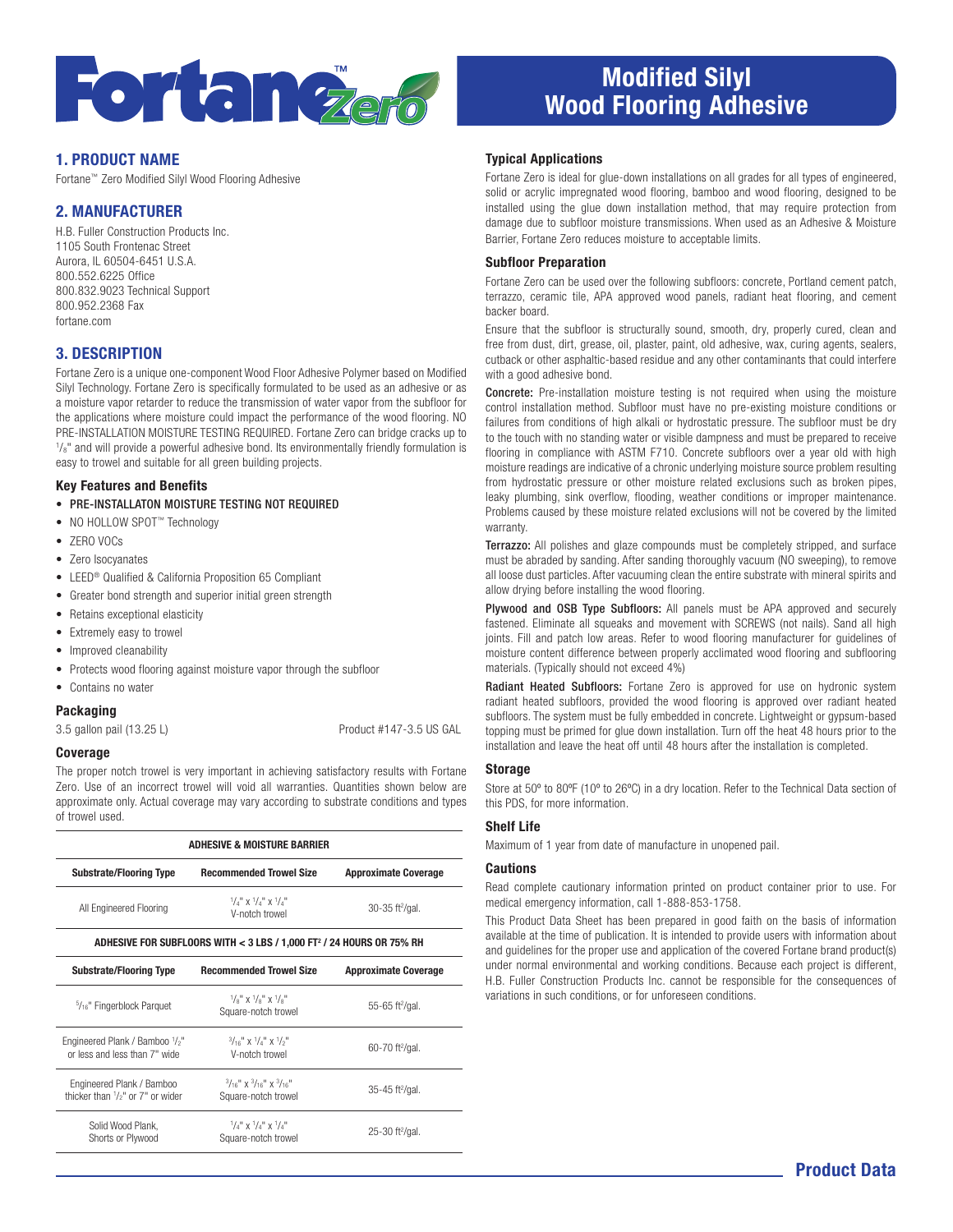# Fortane Zero

# Modified Silyl Wood Flooring Adhesive

## 1. PRODUCT NAME

Fortane™ Zero Modified Silyl Wood Flooring Adhesive

## 2. MANUFACTURER

H.B. Fuller Construction Products Inc.
1105 South Frontenac Street
Aurora, IL 60504-6451 U.S.A.
800.552.6225 Office
800.832.9023 Technical Support
800.952.2368 Fax
fortane.com

## 3. DESCRIPTION

Fortane Zero is a unique one-component Wood Floor Adhesive Polymer based on Modified Silyl Technology. Fortane Zero is specifically formulated to be used as an adhesive or as a moisture vapor retarder to reduce the transmission of water vapor from the subfloor for the applications where moisture could impact the performance of the wood flooring. NO PRE-INSTALLATION MOISTURE TESTING REQUIRED. Fortane Zero can bridge cracks up to 1/8" and will provide a powerful adhesive bond. Its environmentally friendly formulation is easy to trowel and suitable for all green building projects.

### Key Features and Benefits

- PRE-INSTALLATON MOISTURE TESTING NOT REQUIRED
- NO HOLLOW SPOT™ Technology
- ZERO VOCs
- Zero Isocyanates
- LEED® Qualified & California Proposition 65 Compliant
- Greater bond strength and superior initial green strength
- Retains exceptional elasticity
- Extremely easy to trowel
- Improved cleanability
- Protects wood flooring against moisture vapor through the subfloor
- Contains no water

### Packaging

3.5 gallon pail (13.25 L) — Product #147-3.5 US GAL

### Coverage

The proper notch trowel is very important in achieving satisfactory results with Fortane Zero. Use of an incorrect trowel will void all warranties. Quantities shown below are approximate only. Actual coverage may vary according to substrate conditions and types of trowel used.

| ADHESIVE & MOISTURE BARRIER | | |
|---|---|---|
| **Substrate/Flooring Type** | **Recommended Trowel Size** | **Approximate Coverage** |
| All Engineered Flooring | 1/4" x 1/4" x 1/4" V-notch trowel | 30-35 ft²/gal. |
| **ADHESIVE FOR SUBFLOORS WITH < 3 LBS / 1,000 FT² / 24 HOURS OR 75% RH** | | |
| **Substrate/Flooring Type** | **Recommended Trowel Size** | **Approximate Coverage** |
| 5/16" Fingerblock Parquet | 1/8" x 1/8" x 1/8" Square-notch trowel | 55-65 ft²/gal. |
| Engineered Plank / Bamboo 1/2" or less and less than 7" wide | 3/16" x 1/4" x 1/2" V-notch trowel | 60-70 ft²/gal. |
| Engineered Plank / Bamboo thicker than 1/2" or 7" or wider | 3/16" x 3/16" x 3/16" Square-notch trowel | 35-45 ft²/gal. |
| Solid Wood Plank, Shorts or Plywood | 1/4" x 1/4" x 1/4" Square-notch trowel | 25-30 ft²/gal. |

### Typical Applications

Fortane Zero is ideal for glue-down installations on all grades for all types of engineered, solid or acrylic impregnated wood flooring, bamboo and wood flooring, designed to be installed using the glue down installation method, that may require protection from damage due to subfloor moisture transmissions. When used as an Adhesive & Moisture Barrier, Fortane Zero reduces moisture to acceptable limits.

### Subfloor Preparation

Fortane Zero can be used over the following subfloors: concrete, Portland cement patch, terrazzo, ceramic tile, APA approved wood panels, radiant heat flooring, and cement backer board.

Ensure that the subfloor is structurally sound, smooth, dry, properly cured, clean and free from dust, dirt, grease, oil, plaster, paint, old adhesive, wax, curing agents, sealers, cutback or other asphaltic-based residue and any other contaminants that could interfere with a good adhesive bond.

**Concrete:** Pre-installation moisture testing is not required when using the moisture control installation method. Subfloor must have no pre-existing moisture conditions or failures from conditions of high alkali or hydrostatic pressure. The subfloor must be dry to the touch with no standing water or visible dampness and must be prepared to receive flooring in compliance with ASTM F710. Concrete subfloors over a year old with high moisture readings are indicative of a chronic underlying moisture source problem resulting from hydrostatic pressure or other moisture related exclusions such as broken pipes, leaky plumbing, sink overflow, flooding, weather conditions or improper maintenance. Problems caused by these moisture related exclusions will not be covered by the limited warranty.

**Terrazzo:** All polishes and glaze compounds must be completely stripped, and surface must be abraded by sanding. After sanding thoroughly vacuum (NO sweeping), to remove all loose dust particles. After vacuuming clean the entire substrate with mineral spirits and allow drying before installing the wood flooring.

**Plywood and OSB Type Subfloors:** All panels must be APA approved and securely fastened. Eliminate all squeaks and movement with SCREWS (not nails). Sand all high joints. Fill and patch low areas. Refer to wood flooring manufacturer for guidelines of moisture content difference between properly acclimated wood flooring and subflooring materials. (Typically should not exceed 4%)

**Radiant Heated Subfloors:** Fortane Zero is approved for use on hydronic system radiant heated subfloors, provided the wood flooring is approved over radiant heated subfloors. The system must be fully embedded in concrete. Lightweight or gypsum-based topping must be primed for glue down installation. Turn off the heat 48 hours prior to the installation and leave the heat off until 48 hours after the installation is completed.

### Storage

Store at 50º to 80ºF (10º to 26ºC) in a dry location. Refer to the Technical Data section of this PDS, for more information.

### Shelf Life

Maximum of 1 year from date of manufacture in unopened pail.

### Cautions

Read complete cautionary information printed on product container prior to use. For medical emergency information, call 1-888-853-1758.

This Product Data Sheet has been prepared in good faith on the basis of information available at the time of publication. It is intended to provide users with information about and guidelines for the proper use and application of the covered Fortane brand product(s) under normal environmental and working conditions. Because each project is different, H.B. Fuller Construction Products Inc. cannot be responsible for the consequences of variations in such conditions, or for unforeseen conditions.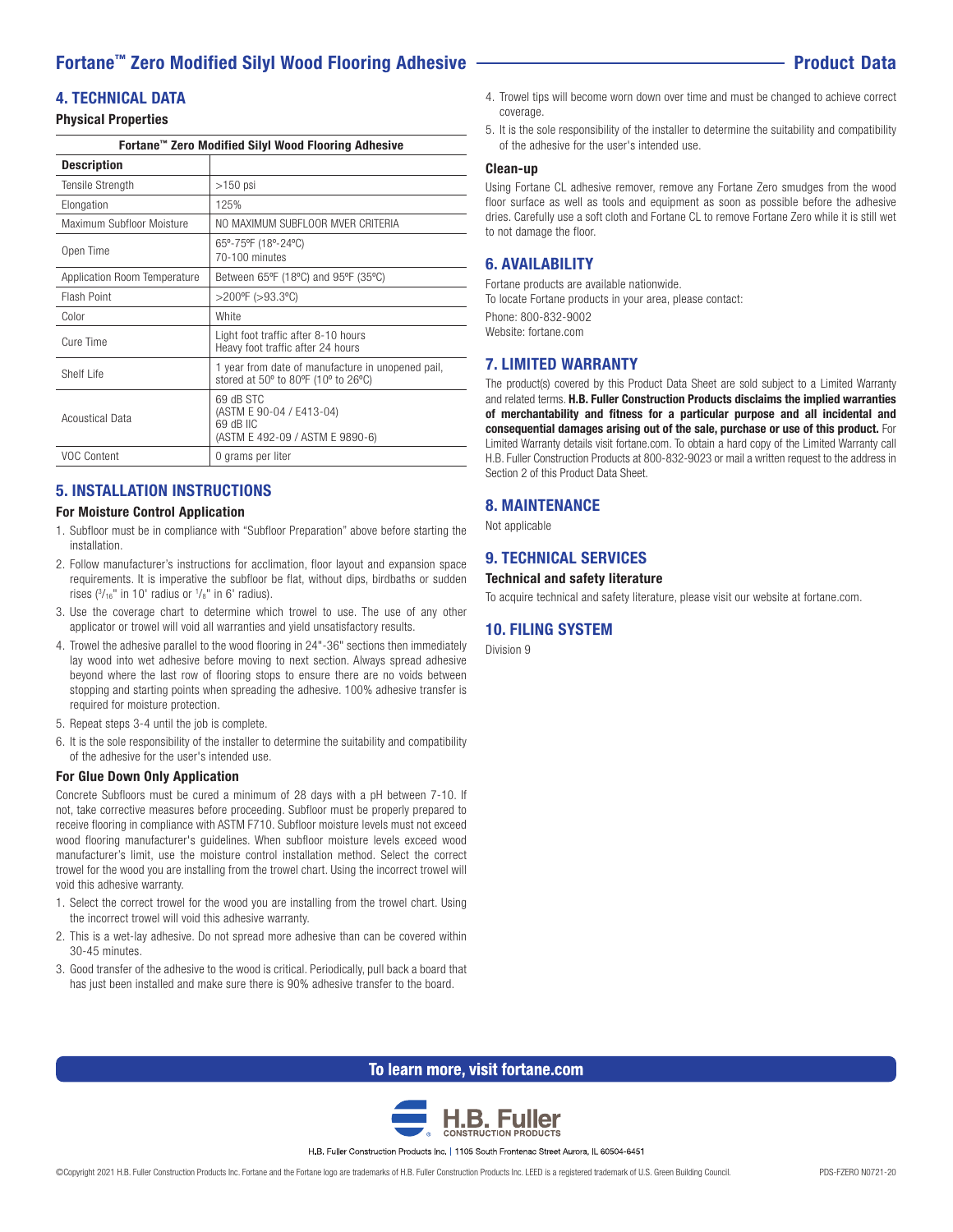## 4. TECHNICAL DATA

### Physical Properties

| Fortane™ Zero Modified Silyl Wood Flooring Adhesive | |
|---|---|
| **Description** | |
| Tensile Strength | >150 psi |
| Elongation | 125% |
| Maximum Subfloor Moisture | NO MAXIMUM SUBFLOOR MVER CRITERIA |
| Open Time | 65°-75°F (18°-24°C)<br>70-100 minutes |
| Application Room Temperature | Between 65°F (18°C) and 95°F (35°C) |
| Flash Point | >200°F (>93.3°C) |
| Color | White |
| Cure Time | Light foot traffic after 8-10 hours<br>Heavy foot traffic after 24 hours |
| Shelf Life | 1 year from date of manufacture in unopened pail, stored at 50° to 80°F (10° to 26°C) |
| Acoustical Data | 69 dB STC<br>(ASTM E 90-04 / E413-04)<br>69 dB IIC<br>(ASTM E 492-09 / ASTM E 9890-6) |
| VOC Content | 0 grams per liter |

## 5. INSTALLATION INSTRUCTIONS

### For Moisture Control Application

1. Subfloor must be in compliance with "Subfloor Preparation" above before starting the installation.
2. Follow manufacturer's instructions for acclimation, floor layout and expansion space requirements. It is imperative the subfloor be flat, without dips, birdbaths or sudden rises (3/16" in 10' radius or 1/8" in 6' radius).
3. Use the coverage chart to determine which trowel to use. The use of any other applicator or trowel will void all warranties and yield unsatisfactory results.
4. Trowel the adhesive parallel to the wood flooring in 24"-36" sections then immediately lay wood into wet adhesive before moving to next section. Always spread adhesive beyond where the last row of flooring stops to ensure there are no voids between stopping and starting points when spreading the adhesive. 100% adhesive transfer is required for moisture protection.
5. Repeat steps 3-4 until the job is complete.
6. It is the sole responsibility of the installer to determine the suitability and compatibility of the adhesive for the user's intended use.

### For Glue Down Only Application

Concrete Subfloors must be cured a minimum of 28 days with a pH between 7-10. If not, take corrective measures before proceeding. Subfloor must be properly prepared to receive flooring in compliance with ASTM F710. Subfloor moisture levels must not exceed wood flooring manufacturer's guidelines. When subfloor moisture levels exceed wood manufacturer's limit, use the moisture control installation method. Select the correct trowel for the wood you are installing from the trowel chart. Using the incorrect trowel will void this adhesive warranty.

1. Select the correct trowel for the wood you are installing from the trowel chart. Using the incorrect trowel will void this adhesive warranty.
2. This is a wet-lay adhesive. Do not spread more adhesive than can be covered within 30-45 minutes.
3. Good transfer of the adhesive to the wood is critical. Periodically, pull back a board that has just been installed and make sure there is 90% adhesive transfer to the board.
4. Trowel tips will become worn down over time and must be changed to achieve correct coverage.
5. It is the sole responsibility of the installer to determine the suitability and compatibility of the adhesive for the user's intended use.

### Clean-up

Using Fortane CL adhesive remover, remove any Fortane Zero smudges from the wood floor surface as well as tools and equipment as soon as possible before the adhesive dries. Carefully use a soft cloth and Fortane CL to remove Fortane Zero while it is still wet to not damage the floor.

## 6. AVAILABILITY

Fortane products are available nationwide.
To locate Fortane products in your area, please contact:
Phone: 800-832-9002
Website: fortane.com

## 7. LIMITED WARRANTY

The product(s) covered by this Product Data Sheet are sold subject to a Limited Warranty and related terms. **H.B. Fuller Construction Products disclaims the implied warranties of merchantability and fitness for a particular purpose and all incidental and consequential damages arising out of the sale, purchase or use of this product.** For Limited Warranty details visit fortane.com. To obtain a hard copy of the Limited Warranty call H.B. Fuller Construction Products at 800-832-9023 or mail a written request to the address in Section 2 of this Product Data Sheet.

## 8. MAINTENANCE

Not applicable

## 9. TECHNICAL SERVICES

### Technical and safety literature

To acquire technical and safety literature, please visit our website at fortane.com.

## 10. FILING SYSTEM

Division 9

**To learn more, visit fortane.com**

H.B. Fuller Construction Products Inc. | 1105 South Frontenac Street Aurora, IL 60504-6451

©Copyright 2021 H.B. Fuller Construction Products Inc. Fortane and the Fortane logo are trademarks of H.B. Fuller Construction Products Inc. LEED is a registered trademark of U.S. Green Building Council.

PDS-FZERO N0721-20